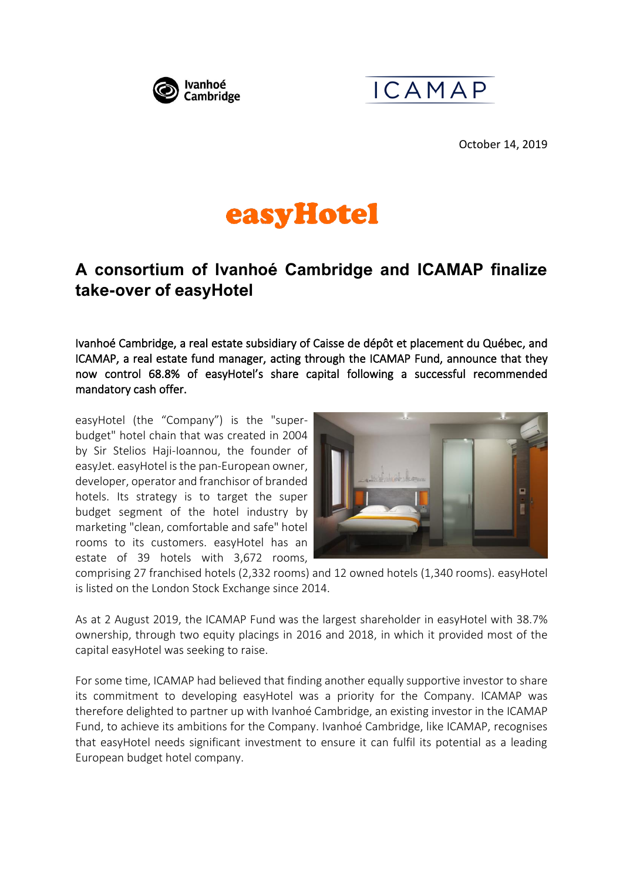Ivanhoé Cambridge

ICAMAP

October 14, 2019

easyHotel

# A consortium of Ivanhoé Cambridge and ICAMAP finalize take-over of easyHotel

Ivanhoé Cambridge, a real estate subsidiary of Caisse de dépôt et placement du Québec, and ICAMAP, a real estate fund manager, acting through the ICAMAP Fund, announce that they now control 68.8% of easyHotel's share capital following a successful recommended mandatory cash offer.

easyHotel (the "Company") is the "super-budget" hotel chain that was created in 2004 by Sir Stelios Haji-Ioannou, the founder of easyJet. easyHotel is the pan-European owner, developer, operator and franchisor of branded hotels. Its strategy is to target the super budget segment of the hotel industry by marketing "clean, comfortable and safe" hotel rooms to its customers. easyHotel has an estate of 39 hotels with 3,672 rooms, comprising 27 franchised hotels (2,332 rooms) and 12 owned hotels (1,340 rooms). easyHotel is listed on the London Stock Exchange since 2014.

As at 2 August 2019, the ICAMAP Fund was the largest shareholder in easyHotel with 38.7% ownership, through two equity placings in 2016 and 2018, in which it provided most of the capital easyHotel was seeking to raise.

For some time, ICAMAP had believed that finding another equally supportive investor to share its commitment to developing easyHotel was a priority for the Company. ICAMAP was therefore delighted to partner up with Ivanhoé Cambridge, an existing investor in the ICAMAP Fund, to achieve its ambitions for the Company. Ivanhoé Cambridge, like ICAMAP, recognises that easyHotel needs significant investment to ensure it can fulfil its potential as a leading European budget hotel company.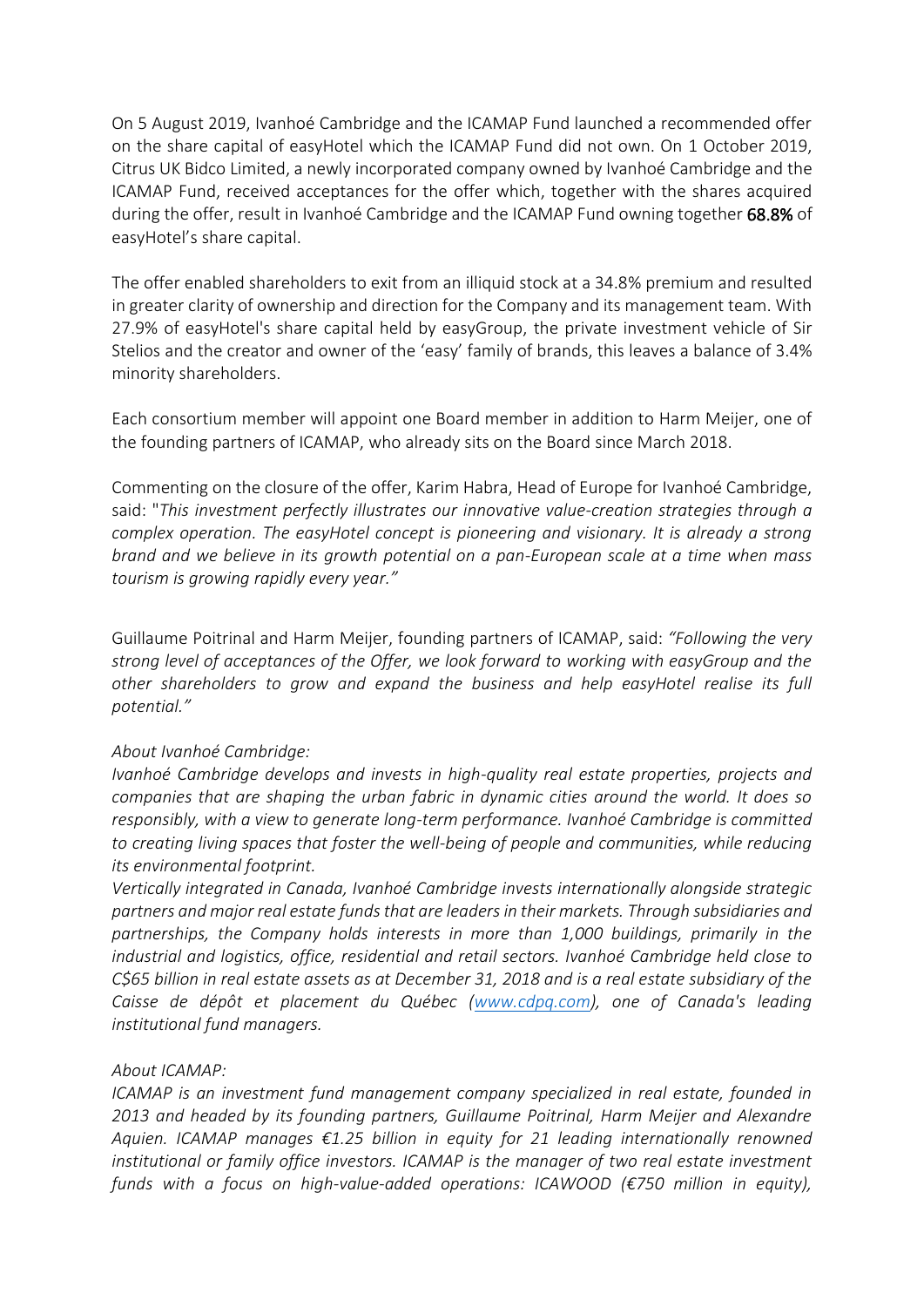On 5 August 2019, Ivanhoé Cambridge and the ICAMAP Fund launched a recommended offer on the share capital of easyHotel which the ICAMAP Fund did not own. On 1 October 2019, Citrus UK Bidco Limited, a newly incorporated company owned by Ivanhoé Cambridge and the ICAMAP Fund, received acceptances for the offer which, together with the shares acquired during the offer, result in Ivanhoé Cambridge and the ICAMAP Fund owning together **68.8%** of easyHotel's share capital.

The offer enabled shareholders to exit from an illiquid stock at a 34.8% premium and resulted in greater clarity of ownership and direction for the Company and its management team. With 27.9% of easyHotel's share capital held by easyGroup, the private investment vehicle of Sir Stelios and the creator and owner of the 'easy' family of brands, this leaves a balance of 3.4% minority shareholders.

Each consortium member will appoint one Board member in addition to Harm Meijer, one of the founding partners of ICAMAP, who already sits on the Board since March 2018.

Commenting on the closure of the offer, Karim Habra, Head of Europe for Ivanhoé Cambridge, said: "*This investment perfectly illustrates our innovative value-creation strategies through a complex operation. The easyHotel concept is pioneering and visionary. It is already a strong brand and we believe in its growth potential on a pan-European scale at a time when mass tourism is growing rapidly every year."*

Guillaume Poitrinal and Harm Meijer, founding partners of ICAMAP, said: *"Following the very strong level of acceptances of the Offer, we look forward to working with easyGroup and the other shareholders to grow and expand the business and help easyHotel realise its full potential."*

*About Ivanhoé Cambridge:*

*Ivanhoé Cambridge develops and invests in high-quality real estate properties, projects and companies that are shaping the urban fabric in dynamic cities around the world. It does so responsibly, with a view to generate long-term performance. Ivanhoé Cambridge is committed to creating living spaces that foster the well-being of people and communities, while reducing its environmental footprint.*

*Vertically integrated in Canada, Ivanhoé Cambridge invests internationally alongside strategic partners and major real estate funds that are leaders in their markets. Through subsidiaries and partnerships, the Company holds interests in more than 1,000 buildings, primarily in the industrial and logistics, office, residential and retail sectors. Ivanhoé Cambridge held close to C$65 billion in real estate assets as at December 31, 2018 and is a real estate subsidiary of the Caisse de dépôt et placement du Québec ([www.cdpq.com](www.cdpq.com)), one of Canada's leading institutional fund managers.*

*About ICAMAP:*

*ICAMAP is an investment fund management company specialized in real estate, founded in 2013 and headed by its founding partners, Guillaume Poitrinal, Harm Meijer and Alexandre Aquien. ICAMAP manages €1.25 billion in equity for 21 leading internationally renowned institutional or family office investors. ICAMAP is the manager of two real estate investment funds with a focus on high-value-added operations: ICAWOOD (€750 million in equity),*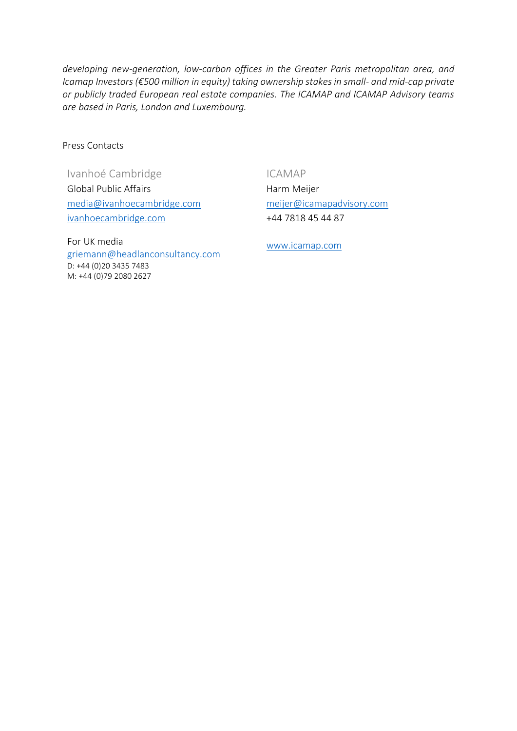*developing new-generation, low-carbon offices in the Greater Paris metropolitan area, and Icamap Investors (€500 million in equity) taking ownership stakes in small- and mid-cap private or publicly traded European real estate companies. The ICAMAP and ICAMAP Advisory teams are based in Paris, London and Luxembourg.*

Press Contacts

Ivanhoé Cambridge
Global Public Affairs
[media@ivanhoecambridge.com](mailto:media@ivanhoecambridge.com)
[ivanhoecambridge.com](ivanhoecambridge.com)

For UK media
[griemann@headlanconsultancy.com](mailto:griemann@headlanconsultancy.com)
D: +44 (0)20 3435 7483
M: +44 (0)79 2080 2627

ICAMAP
Harm Meijer
[meijer@icamapadvisory.com](mailto:meijer@icamapadvisory.com)
+44 7818 45 44 87

[www.icamap.com](www.icamap.com)